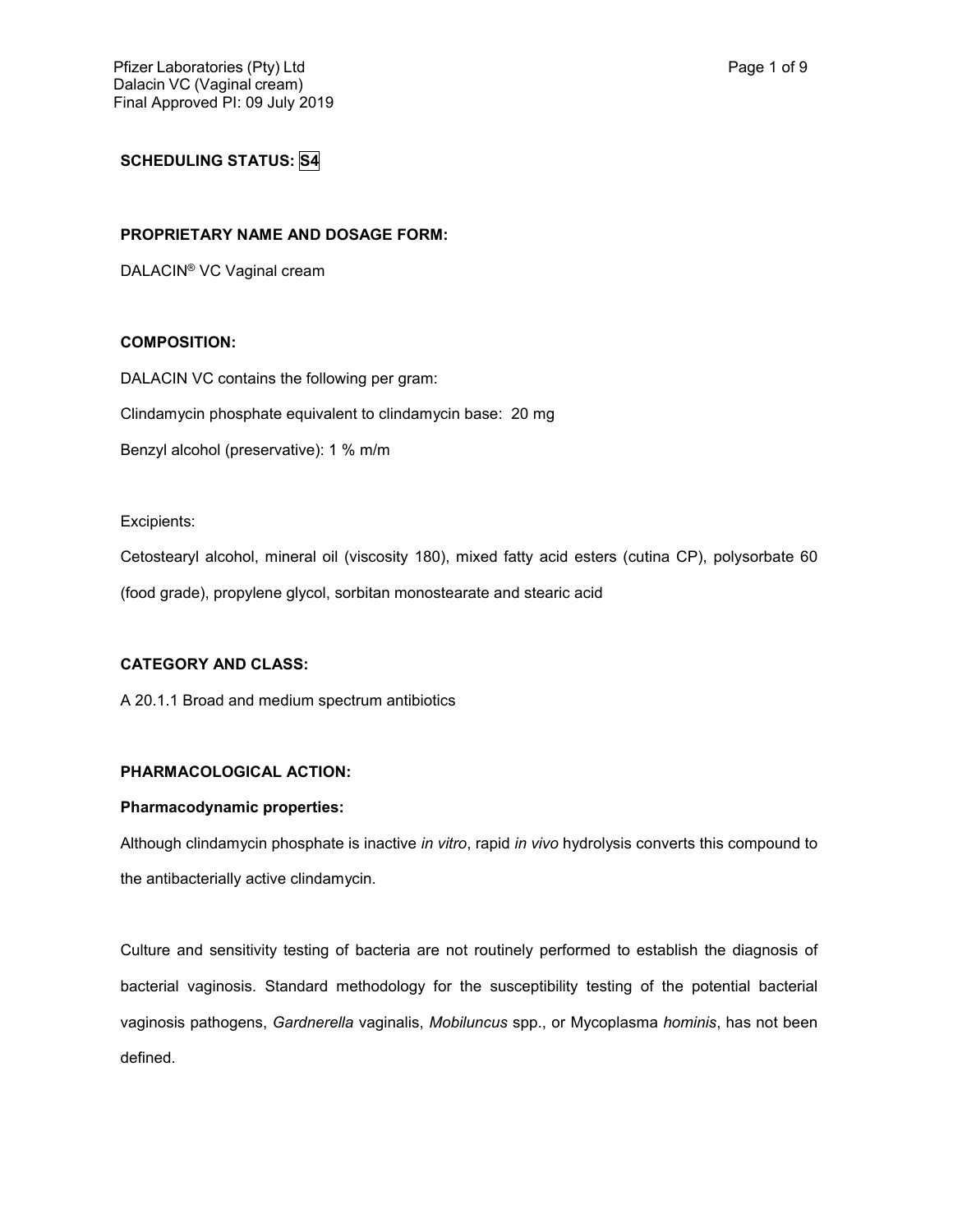**SCHEDULING STATUS: S4**

**PROPRIETARY NAME AND DOSAGE FORM:**

DALACIN® VC Vaginal cream

**COMPOSITION:**

DALACIN VC contains the following per gram:

Clindamycin phosphate equivalent to clindamycin base: 20 mg

Benzyl alcohol (preservative): 1 % m/m

Excipients:

Cetostearyl alcohol, mineral oil (viscosity 180), mixed fatty acid esters (cutina CP), polysorbate 60 (food grade), propylene glycol, sorbitan monostearate and stearic acid

**CATEGORY AND CLASS:**

A 20.1.1 Broad and medium spectrum antibiotics

**PHARMACOLOGICAL ACTION:**

**Pharmacodynamic properties:**

Although clindamycin phosphate is inactive *in vitro*, rapid *in vivo* hydrolysis converts this compound to the antibacterially active clindamycin.

Culture and sensitivity testing of bacteria are not routinely performed to establish the diagnosis of bacterial vaginosis. Standard methodology for the susceptibility testing of the potential bacterial vaginosis pathogens, *Gardnerella* vaginalis, *Mobiluncus* spp., or Mycoplasma *hominis*, has not been defined.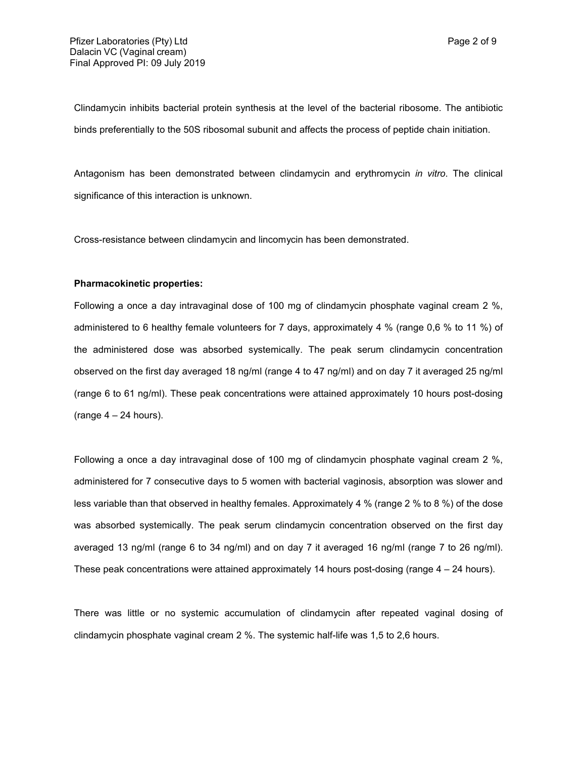Clindamycin inhibits bacterial protein synthesis at the level of the bacterial ribosome. The antibiotic binds preferentially to the 50S ribosomal subunit and affects the process of peptide chain initiation.

Antagonism has been demonstrated between clindamycin and erythromycin *in vitro*. The clinical significance of this interaction is unknown.

Cross-resistance between clindamycin and lincomycin has been demonstrated.

**Pharmacokinetic properties:**

Following a once a day intravaginal dose of 100 mg of clindamycin phosphate vaginal cream 2 %, administered to 6 healthy female volunteers for 7 days, approximately 4 % (range 0,6 % to 11 %) of the administered dose was absorbed systemically. The peak serum clindamycin concentration observed on the first day averaged 18 ng/ml (range 4 to 47 ng/ml) and on day 7 it averaged 25 ng/ml (range 6 to 61 ng/ml). These peak concentrations were attained approximately 10 hours post-dosing (range 4 – 24 hours).

Following a once a day intravaginal dose of 100 mg of clindamycin phosphate vaginal cream 2 %, administered for 7 consecutive days to 5 women with bacterial vaginosis, absorption was slower and less variable than that observed in healthy females. Approximately 4 % (range 2 % to 8 %) of the dose was absorbed systemically. The peak serum clindamycin concentration observed on the first day averaged 13 ng/ml (range 6 to 34 ng/ml) and on day 7 it averaged 16 ng/ml (range 7 to 26 ng/ml). These peak concentrations were attained approximately 14 hours post-dosing (range 4 – 24 hours).

There was little or no systemic accumulation of clindamycin after repeated vaginal dosing of clindamycin phosphate vaginal cream 2 %. The systemic half-life was 1,5 to 2,6 hours.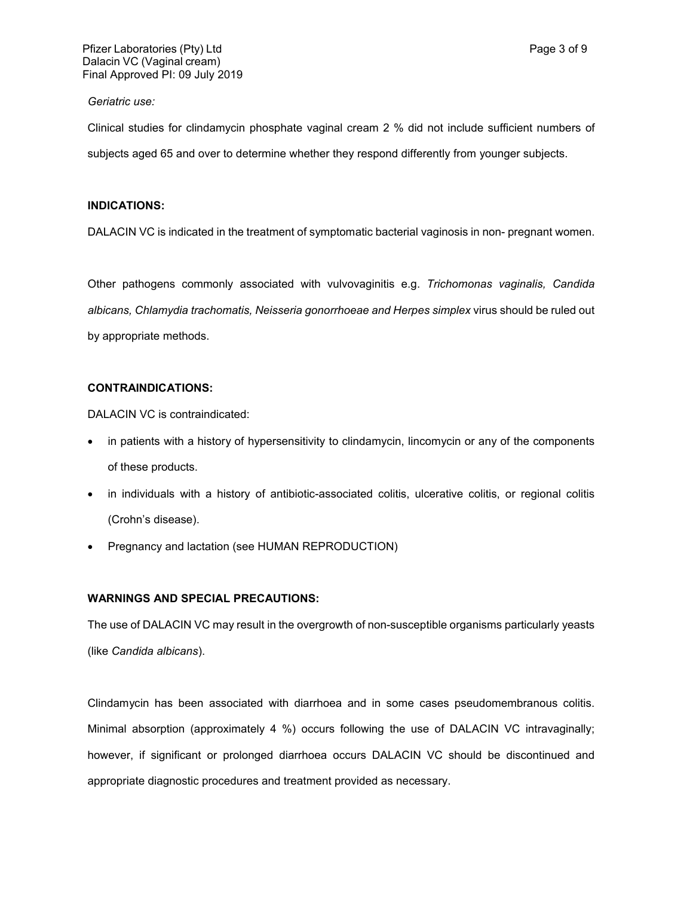*Geriatric use:*

Clinical studies for clindamycin phosphate vaginal cream 2 % did not include sufficient numbers of subjects aged 65 and over to determine whether they respond differently from younger subjects.

**INDICATIONS:**

DALACIN VC is indicated in the treatment of symptomatic bacterial vaginosis in non- pregnant women.

Other pathogens commonly associated with vulvovaginitis e.g. *Trichomonas vaginalis, Candida albicans, Chlamydia trachomatis, Neisseria gonorrhoeae and Herpes simplex* virus should be ruled out by appropriate methods.

**CONTRAINDICATIONS:**

DALACIN VC is contraindicated:

- in patients with a history of hypersensitivity to clindamycin, lincomycin or any of the components of these products.
- in individuals with a history of antibiotic-associated colitis, ulcerative colitis, or regional colitis (Crohn's disease).
- Pregnancy and lactation (see HUMAN REPRODUCTION)

**WARNINGS AND SPECIAL PRECAUTIONS:**

The use of DALACIN VC may result in the overgrowth of non-susceptible organisms particularly yeasts (like *Candida albicans*).

Clindamycin has been associated with diarrhoea and in some cases pseudomembranous colitis. Minimal absorption (approximately 4 %) occurs following the use of DALACIN VC intravaginally; however, if significant or prolonged diarrhoea occurs DALACIN VC should be discontinued and appropriate diagnostic procedures and treatment provided as necessary.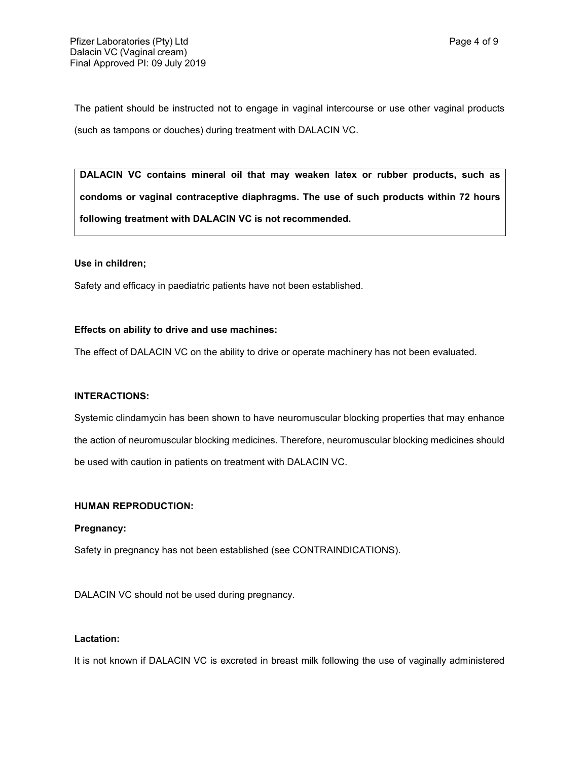The patient should be instructed not to engage in vaginal intercourse or use other vaginal products (such as tampons or douches) during treatment with DALACIN VC.

**DALACIN VC contains mineral oil that may weaken latex or rubber products, such as condoms or vaginal contraceptive diaphragms. The use of such products within 72 hours following treatment with DALACIN VC is not recommended.**

**Use in children;**

Safety and efficacy in paediatric patients have not been established.

**Effects on ability to drive and use machines:**

The effect of DALACIN VC on the ability to drive or operate machinery has not been evaluated.

**INTERACTIONS:**

Systemic clindamycin has been shown to have neuromuscular blocking properties that may enhance the action of neuromuscular blocking medicines. Therefore, neuromuscular blocking medicines should be used with caution in patients on treatment with DALACIN VC.

**HUMAN REPRODUCTION:**

**Pregnancy:**

Safety in pregnancy has not been established (see CONTRAINDICATIONS).

DALACIN VC should not be used during pregnancy.

**Lactation:**

It is not known if DALACIN VC is excreted in breast milk following the use of vaginally administered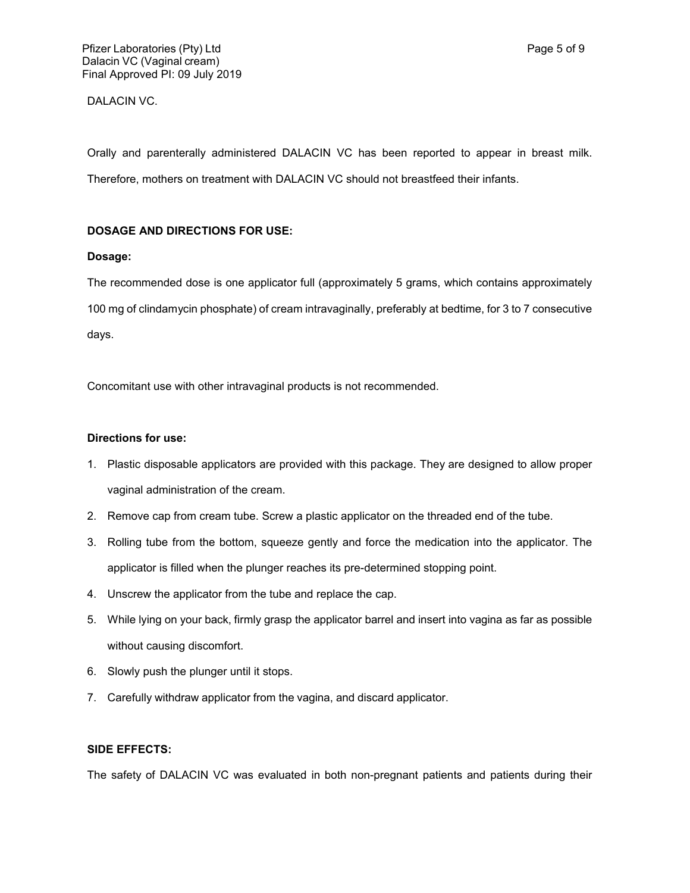DALACIN VC.

Orally and parenterally administered DALACIN VC has been reported to appear in breast milk. Therefore, mothers on treatment with DALACIN VC should not breastfeed their infants.

**DOSAGE AND DIRECTIONS FOR USE:**

**Dosage:**

The recommended dose is one applicator full (approximately 5 grams, which contains approximately 100 mg of clindamycin phosphate) of cream intravaginally, preferably at bedtime, for 3 to 7 consecutive days.

Concomitant use with other intravaginal products is not recommended.

**Directions for use:**

1. Plastic disposable applicators are provided with this package. They are designed to allow proper vaginal administration of the cream.
2. Remove cap from cream tube. Screw a plastic applicator on the threaded end of the tube.
3. Rolling tube from the bottom, squeeze gently and force the medication into the applicator. The applicator is filled when the plunger reaches its pre-determined stopping point.
4. Unscrew the applicator from the tube and replace the cap.
5. While lying on your back, firmly grasp the applicator barrel and insert into vagina as far as possible without causing discomfort.
6. Slowly push the plunger until it stops.
7. Carefully withdraw applicator from the vagina, and discard applicator.

**SIDE EFFECTS:**

The safety of DALACIN VC was evaluated in both non-pregnant patients and patients during their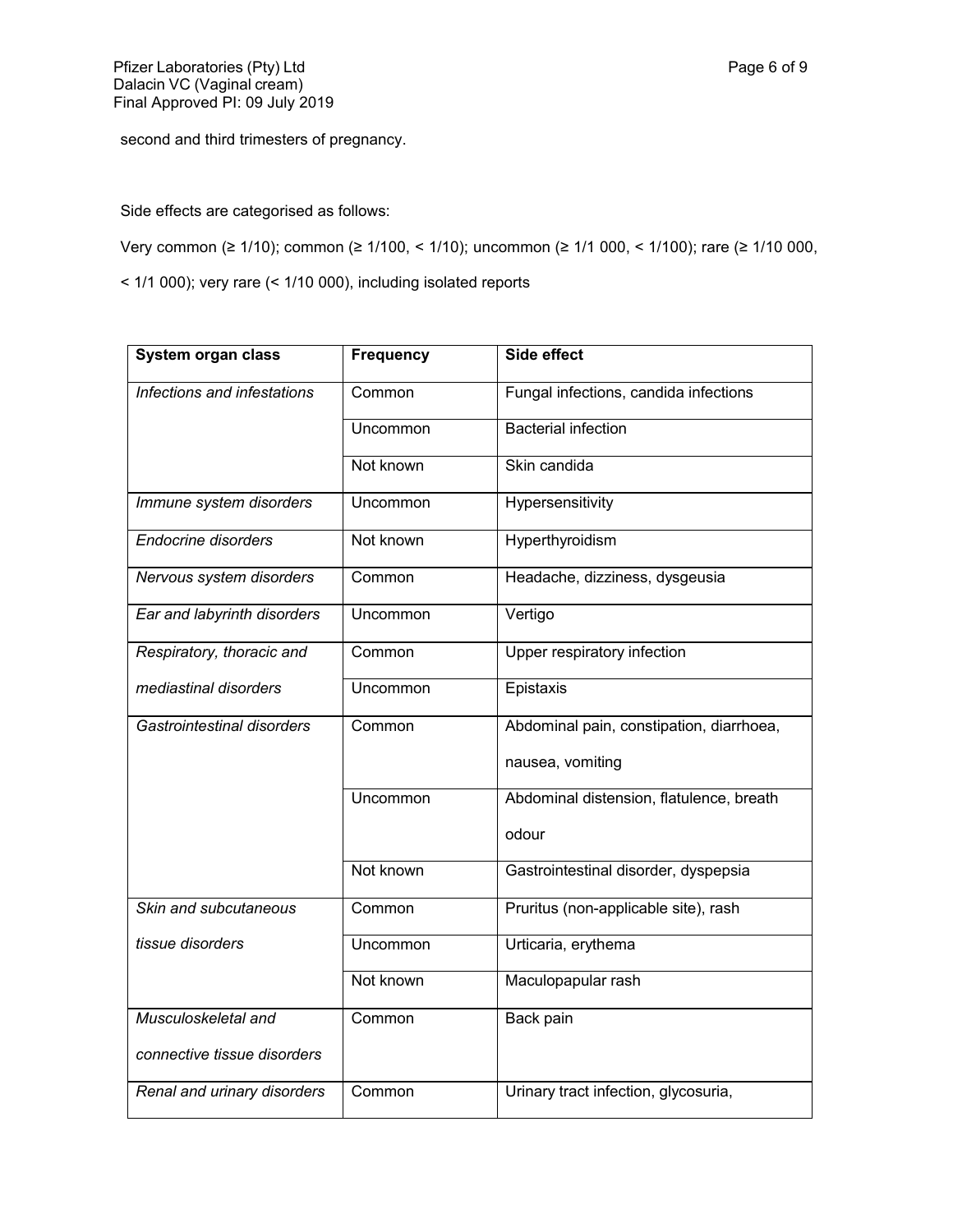second and third trimesters of pregnancy.

Side effects are categorised as follows:

Very common (≥ 1/10); common (≥ 1/100, < 1/10); uncommon (≥ 1/1 000, < 1/100); rare (≥ 1/10 000, < 1/1 000); very rare (< 1/10 000), including isolated reports

| System organ class | Frequency | Side effect |
|---|---|---|
| *Infections and infestations* | Common | Fungal infections, candida infections |
| | Uncommon | Bacterial infection |
| | Not known | Skin candida |
| *Immune system disorders* | Uncommon | Hypersensitivity |
| *Endocrine disorders* | Not known | Hyperthyroidism |
| *Nervous system disorders* | Common | Headache, dizziness, dysgeusia |
| *Ear and labyrinth disorders* | Uncommon | Vertigo |
| *Respiratory, thoracic and mediastinal disorders* | Common | Upper respiratory infection |
| | Uncommon | Epistaxis |
| *Gastrointestinal disorders* | Common | Abdominal pain, constipation, diarrhoea, nausea, vomiting |
| | Uncommon | Abdominal distension, flatulence, breath odour |
| | Not known | Gastrointestinal disorder, dyspepsia |
| *Skin and subcutaneous tissue disorders* | Common | Pruritus (non-applicable site), rash |
| | Uncommon | Urticaria, erythema |
| | Not known | Maculopapular rash |
| *Musculoskeletal and connective tissue disorders* | Common | Back pain |
| *Renal and urinary disorders* | Common | Urinary tract infection, glycosuria, |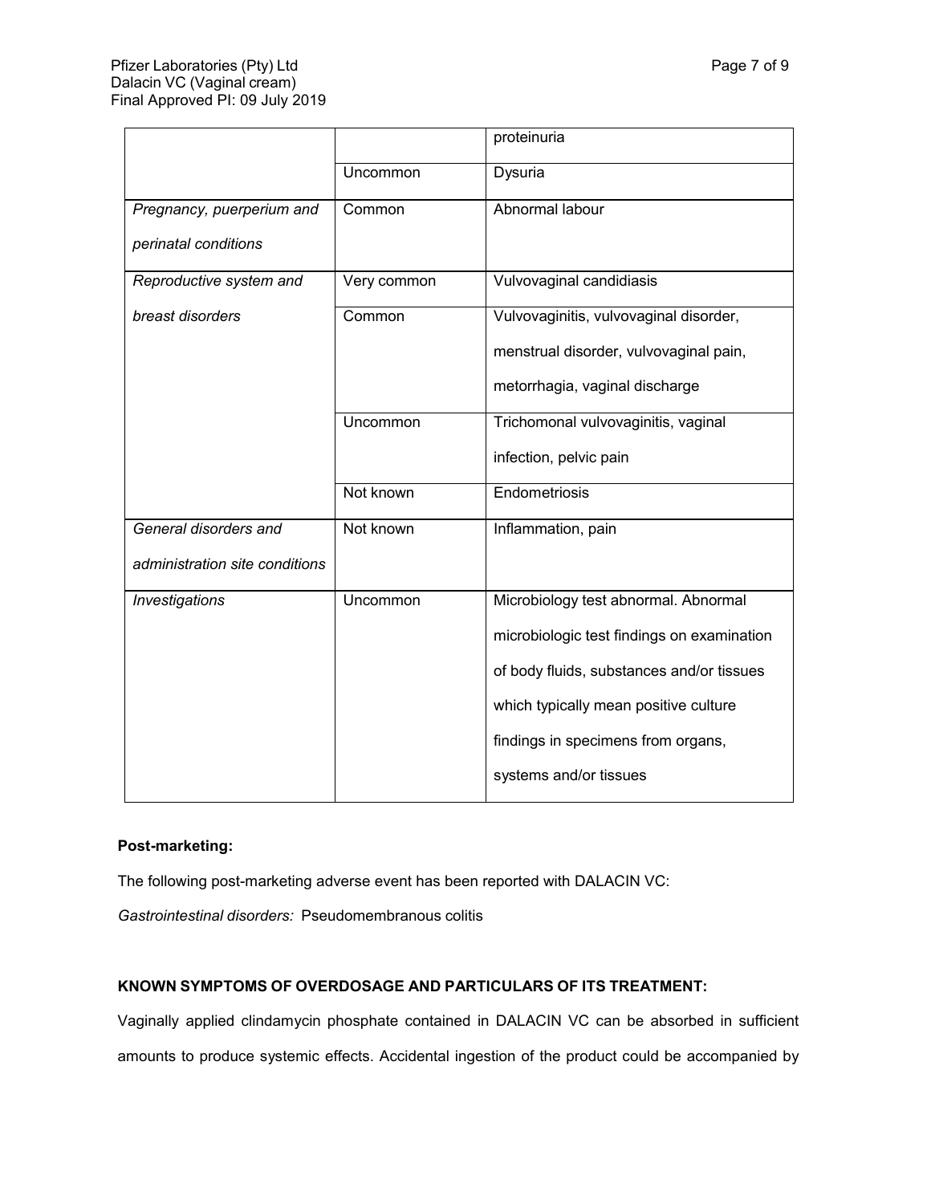| | | proteinuria |
|---|---|---|
| | Uncommon | Dysuria |
| *Pregnancy, puerperium and perinatal conditions* | Common | Abnormal labour |
| *Reproductive system and breast disorders* | Very common | Vulvovaginal candidiasis |
| | Common | Vulvovaginitis, vulvovaginal disorder, menstrual disorder, vulvovaginal pain, metorrhagia, vaginal discharge |
| | Uncommon | Trichomonal vulvovaginitis, vaginal infection, pelvic pain |
| | Not known | Endometriosis |
| *General disorders and administration site conditions* | Not known | Inflammation, pain |
| *Investigations* | Uncommon | Microbiology test abnormal. Abnormal microbiologic test findings on examination of body fluids, substances and/or tissues which typically mean positive culture findings in specimens from organs, systems and/or tissues |

**Post-marketing:**

The following post-marketing adverse event has been reported with DALACIN VC:

*Gastrointestinal disorders:* Pseudomembranous colitis

**KNOWN SYMPTOMS OF OVERDOSAGE AND PARTICULARS OF ITS TREATMENT:**

Vaginally applied clindamycin phosphate contained in DALACIN VC can be absorbed in sufficient amounts to produce systemic effects. Accidental ingestion of the product could be accompanied by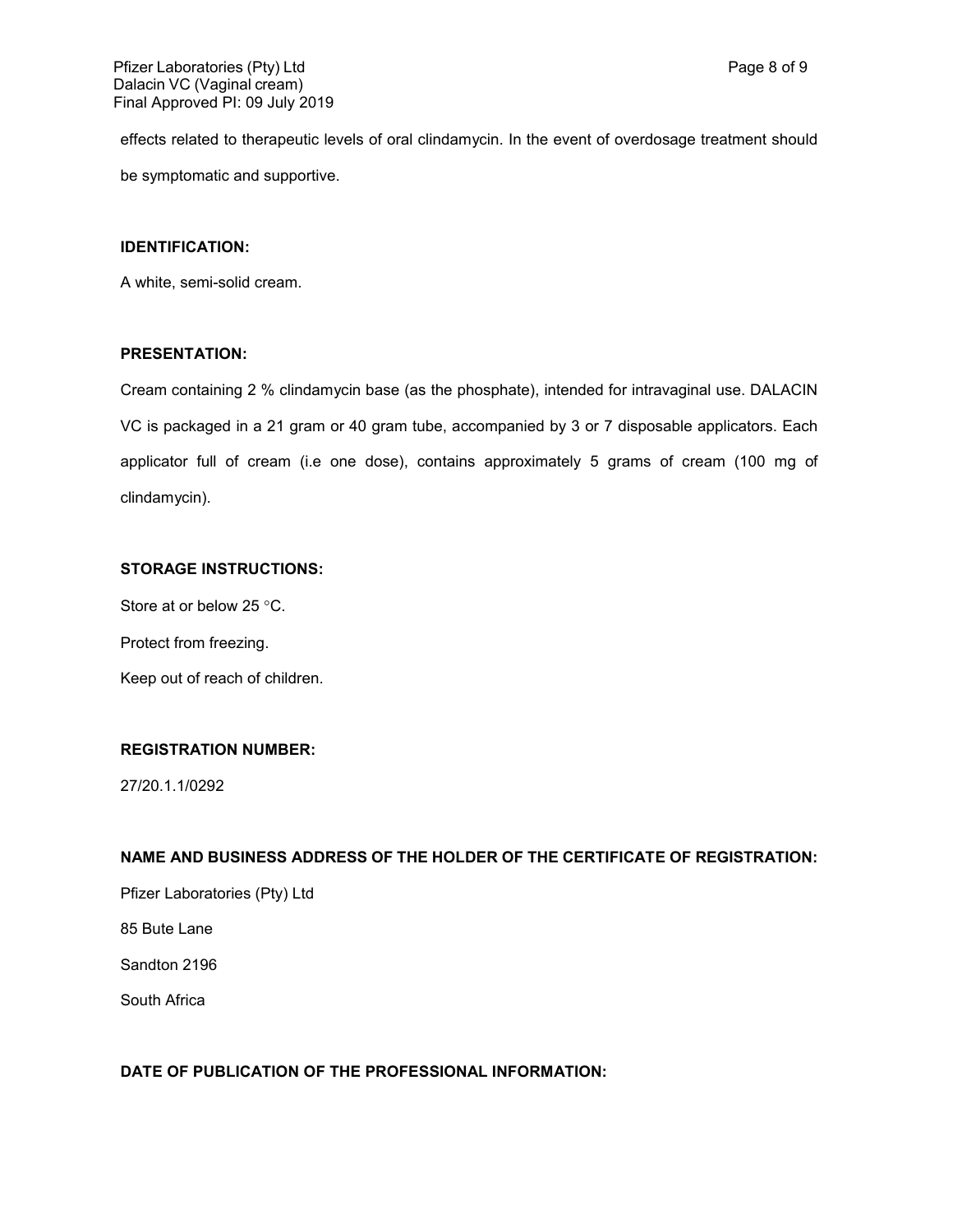effects related to therapeutic levels of oral clindamycin. In the event of overdosage treatment should be symptomatic and supportive.

**IDENTIFICATION:**

A white, semi-solid cream.

**PRESENTATION:**

Cream containing 2 % clindamycin base (as the phosphate), intended for intravaginal use. DALACIN VC is packaged in a 21 gram or 40 gram tube, accompanied by 3 or 7 disposable applicators. Each applicator full of cream (i.e one dose), contains approximately 5 grams of cream (100 mg of clindamycin).

**STORAGE INSTRUCTIONS:**

Store at or below 25 °C.

Protect from freezing.

Keep out of reach of children.

**REGISTRATION NUMBER:**

27/20.1.1/0292

**NAME AND BUSINESS ADDRESS OF THE HOLDER OF THE CERTIFICATE OF REGISTRATION:**

Pfizer Laboratories (Pty) Ltd

85 Bute Lane

Sandton 2196

South Africa

**DATE OF PUBLICATION OF THE PROFESSIONAL INFORMATION:**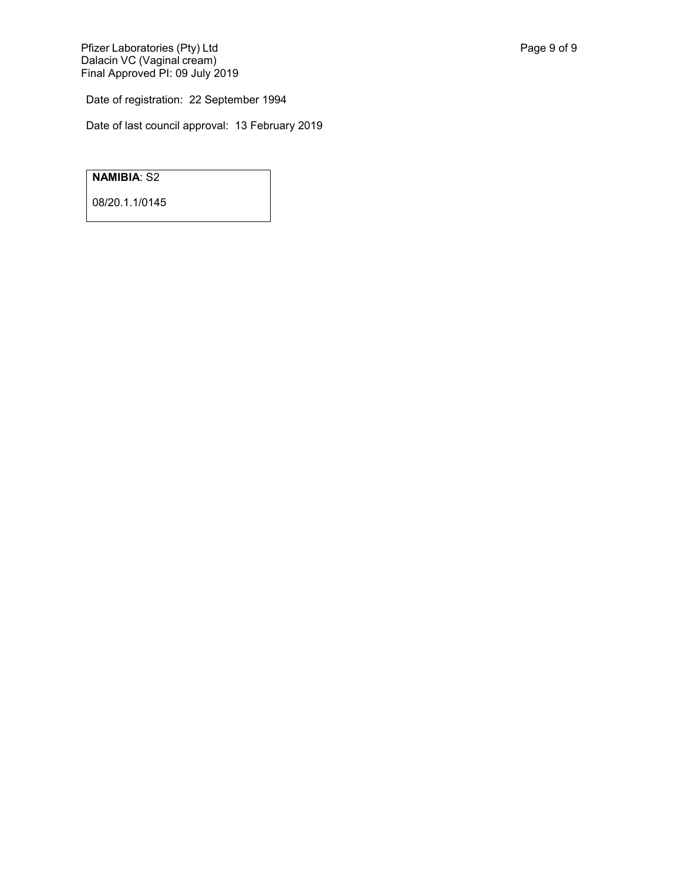Date of registration: 22 September 1994

Date of last council approval: 13 February 2019

**NAMIBIA**: S2

08/20.1.1/0145